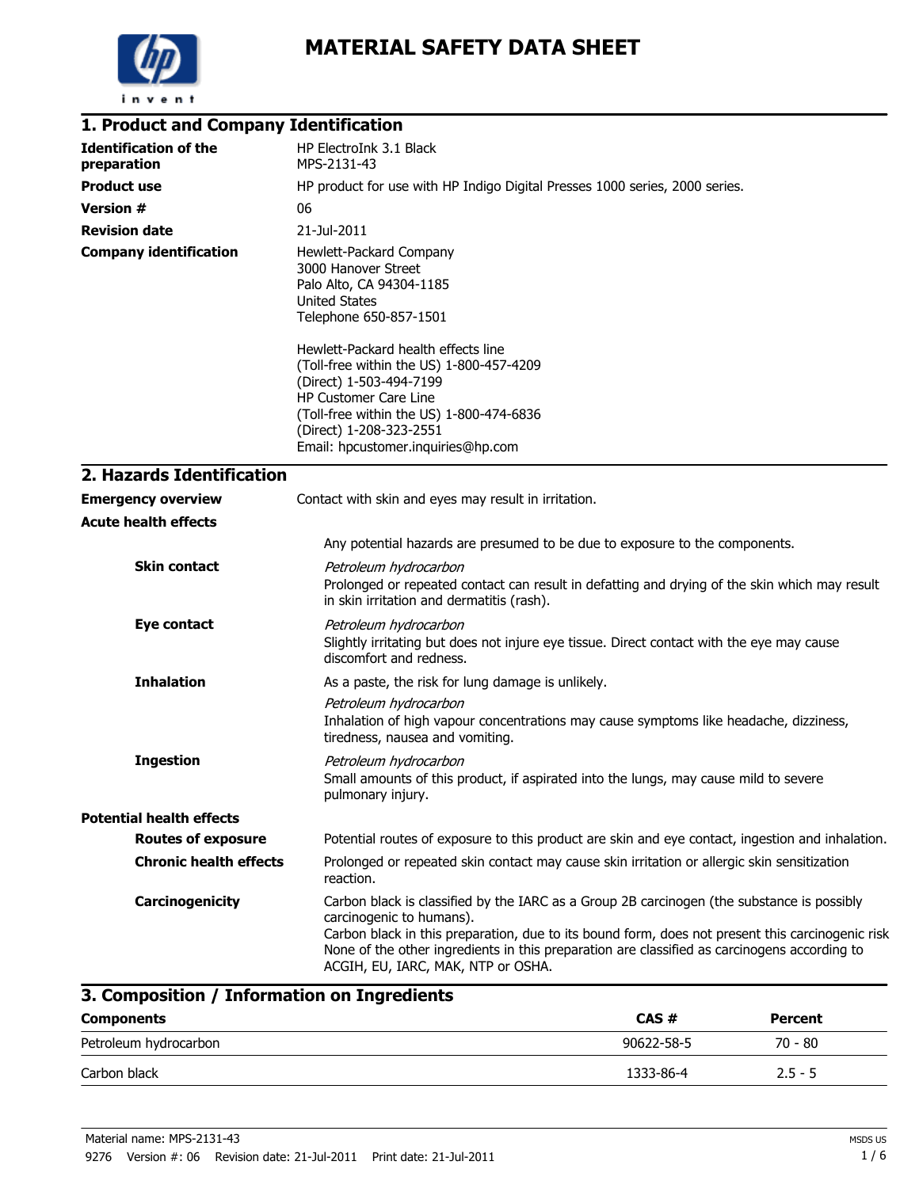# MATERIAL SAFETY DATA SHEET

## 1. Product and Company Identification

| | |
|---|---|
| **Identification of the preparation** | HP ElectroInk 3.1 Black<br>MPS-2131-43 |
| **Product use** | HP product for use with HP Indigo Digital Presses 1000 series, 2000 series. |
| **Version #** | 06 |
| **Revision date** | 21-Jul-2011 |
| **Company identification** | Hewlett-Packard Company<br>3000 Hanover Street<br>Palo Alto, CA 94304-1185<br>United States<br>Telephone 650-857-1501<br><br>Hewlett-Packard health effects line<br>(Toll-free within the US) 1-800-457-4209<br>(Direct) 1-503-494-7199<br>HP Customer Care Line<br>(Toll-free within the US) 1-800-474-6836<br>(Direct) 1-208-323-2551<br>Email: hpcustomer.inquiries@hp.com |

## 2. Hazards Identification

**Emergency overview**
Contact with skin and eyes may result in irritation.

**Acute health effects**

Any potential hazards are presumed to be due to exposure to the components.

**Skin contact**
*Petroleum hydrocarbon*
Prolonged or repeated contact can result in defatting and drying of the skin which may result in skin irritation and dermatitis (rash).

**Eye contact**
*Petroleum hydrocarbon*
Slightly irritating but does not injure eye tissue. Direct contact with the eye may cause discomfort and redness.

**Inhalation**
As a paste, the risk for lung damage is unlikely.
*Petroleum hydrocarbon*
Inhalation of high vapour concentrations may cause symptoms like headache, dizziness, tiredness, nausea and vomiting.

**Ingestion**
*Petroleum hydrocarbon*
Small amounts of this product, if aspirated into the lungs, may cause mild to severe pulmonary injury.

**Potential health effects**

**Routes of exposure**
Potential routes of exposure to this product are skin and eye contact, ingestion and inhalation.

**Chronic health effects**
Prolonged or repeated skin contact may cause skin irritation or allergic skin sensitization reaction.

**Carcinogenicity**
Carbon black is classified by the IARC as a Group 2B carcinogen (the substance is possibly carcinogenic to humans).
Carbon black in this preparation, due to its bound form, does not present this carcinogenic risk
None of the other ingredients in this preparation are classified as carcinogens according to ACGIH, EU, IARC, MAK, NTP or OSHA.

## 3. Composition / Information on Ingredients

| Components | CAS # | Percent |
|---|---|---|
| Petroleum hydrocarbon | 90622-58-5 | 70 - 80 |
| Carbon black | 1333-86-4 | 2.5 - 5 |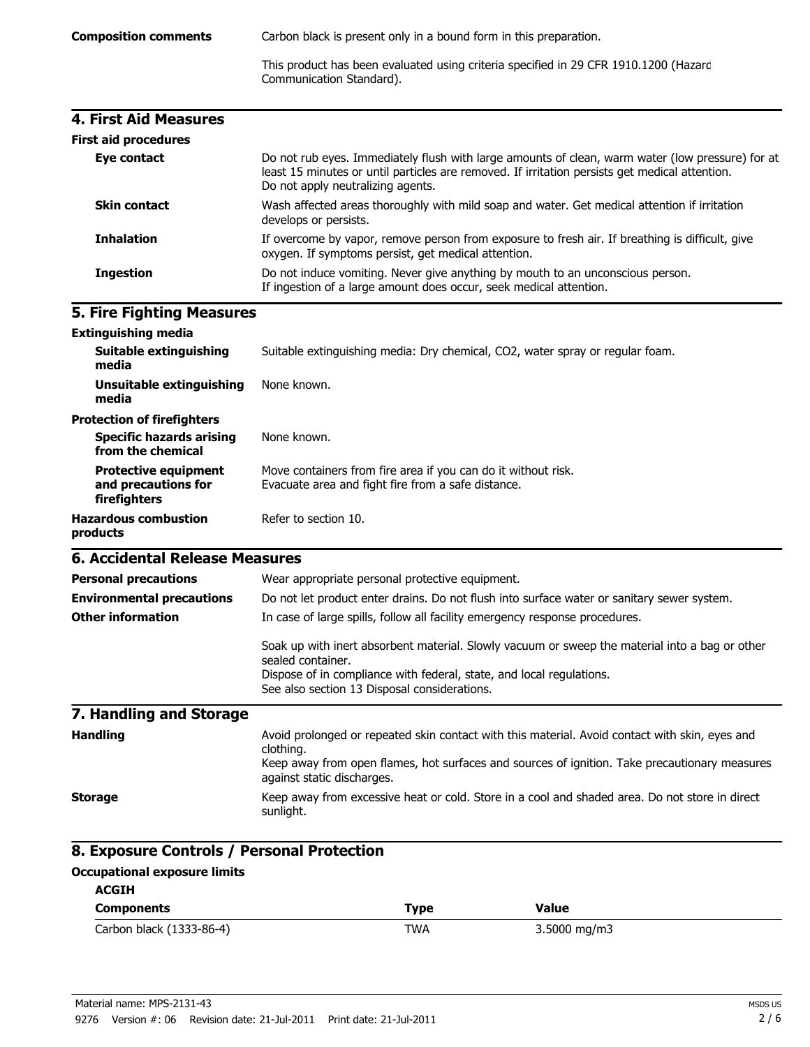**Composition comments**

Carbon black is present only in a bound form in this preparation.

This product has been evaluated using criteria specified in 29 CFR 1910.1200 (Hazard Communication Standard).

## 4. First Aid Measures

**First aid procedures**

**Eye contact**

Do not rub eyes. Immediately flush with large amounts of clean, warm water (low pressure) for at least 15 minutes or until particles are removed. If irritation persists get medical attention. Do not apply neutralizing agents.

**Skin contact**

Wash affected areas thoroughly with mild soap and water. Get medical attention if irritation develops or persists.

**Inhalation**

If overcome by vapor, remove person from exposure to fresh air. If breathing is difficult, give oxygen. If symptoms persist, get medical attention.

**Ingestion**

Do not induce vomiting. Never give anything by mouth to an unconscious person. If ingestion of a large amount does occur, seek medical attention.

## 5. Fire Fighting Measures

**Extinguishing media**

**Suitable extinguishing media**

Suitable extinguishing media: Dry chemical, $CO_2$, water spray or regular foam.

**Unsuitable extinguishing media**

None known.

**Protection of firefighters**

**Specific hazards arising from the chemical**

None known.

**Protective equipment and precautions for firefighters**

Move containers from fire area if you can do it without risk. Evacuate area and fight fire from a safe distance.

**Hazardous combustion products**

Refer to section 10.

## 6. Accidental Release Measures

**Personal precautions**

Wear appropriate personal protective equipment.

**Environmental precautions**

Do not let product enter drains. Do not flush into surface water or sanitary sewer system.

**Other information**

In case of large spills, follow all facility emergency response procedures.

Soak up with inert absorbent material. Slowly vacuum or sweep the material into a bag or other sealed container.
Dispose of in compliance with federal, state, and local regulations.
See also section 13 Disposal considerations.

## 7. Handling and Storage

**Handling**

Avoid prolonged or repeated skin contact with this material. Avoid contact with skin, eyes and clothing.
Keep away from open flames, hot surfaces and sources of ignition. Take precautionary measures against static discharges.

**Storage**

Keep away from excessive heat or cold. Store in a cool and shaded area. Do not store in direct sunlight.

## 8. Exposure Controls / Personal Protection

**Occupational exposure limits**

**ACGIH**

| Components | Type | Value |
|---|---|---|
| Carbon black (1333-86-4) | TWA | 3.5000 mg/m3 |

Material name: MPS-2131-43

9276 Version #: 06 Revision date: 21-Jul-2011 Print date: 21-Jul-2011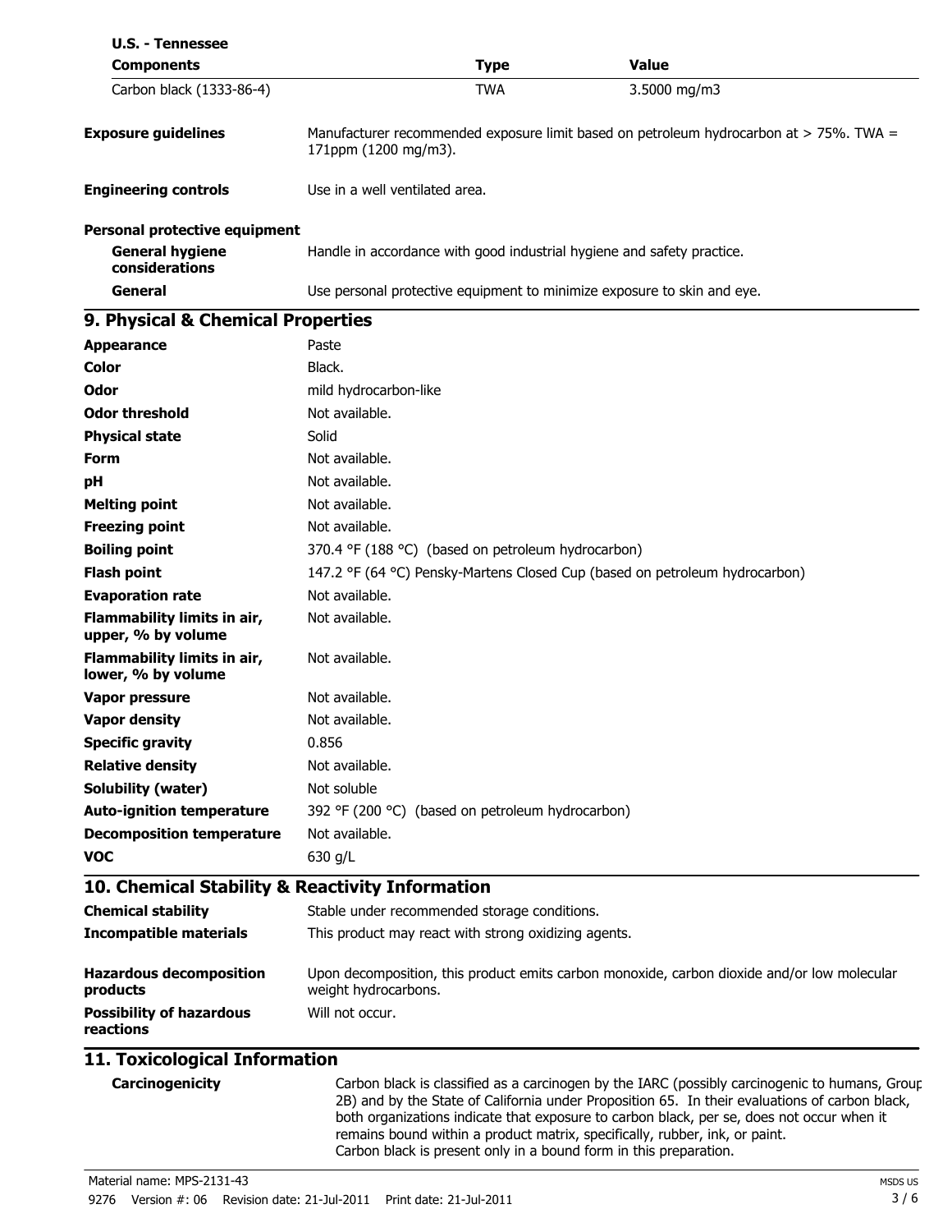**U.S. - Tennessee**

| Components | Type | Value |
|---|---|---|
| Carbon black (1333-86-4) | TWA | 3.5000 mg/m3 |

| | |
|---|---|
| **Exposure guidelines** | Manufacturer recommended exposure limit based on petroleum hydrocarbon at > 75%. TWA = 171ppm (1200 mg/m3). |
| **Engineering controls** | Use in a well ventilated area. |
| **Personal protective equipment** | |
| **General hygiene considerations** | Handle in accordance with good industrial hygiene and safety practice. |
| **General** | Use personal protective equipment to minimize exposure to skin and eye. |

## 9. Physical & Chemical Properties

| | |
|---|---|
| **Appearance** | Paste |
| **Color** | Black. |
| **Odor** | mild hydrocarbon-like |
| **Odor threshold** | Not available. |
| **Physical state** | Solid |
| **Form** | Not available. |
| **pH** | Not available. |
| **Melting point** | Not available. |
| **Freezing point** | Not available. |
| **Boiling point** | 370.4 °F (188 °C) (based on petroleum hydrocarbon) |
| **Flash point** | 147.2 °F (64 °C) Pensky-Martens Closed Cup (based on petroleum hydrocarbon) |
| **Evaporation rate** | Not available. |
| **Flammability limits in air, upper, % by volume** | Not available. |
| **Flammability limits in air, lower, % by volume** | Not available. |
| **Vapor pressure** | Not available. |
| **Vapor density** | Not available. |
| **Specific gravity** | 0.856 |
| **Relative density** | Not available. |
| **Solubility (water)** | Not soluble |
| **Auto-ignition temperature** | 392 °F (200 °C) (based on petroleum hydrocarbon) |
| **Decomposition temperature** | Not available. |
| **VOC** | 630 g/L |

## 10. Chemical Stability & Reactivity Information

| | |
|---|---|
| **Chemical stability** | Stable under recommended storage conditions. |
| **Incompatible materials** | This product may react with strong oxidizing agents. |
| **Hazardous decomposition products** | Upon decomposition, this product emits carbon monoxide, carbon dioxide and/or low molecular weight hydrocarbons. |
| **Possibility of hazardous reactions** | Will not occur. |

## 11. Toxicological Information

| | |
|---|---|
| **Carcinogenicity** | Carbon black is classified as a carcinogen by the IARC (possibly carcinogenic to humans, Group 2B) and by the State of California under Proposition 65. In their evaluations of carbon black, both organizations indicate that exposure to carbon black, per se, does not occur when it remains bound within a product matrix, specifically, rubber, ink, or paint. Carbon black is present only in a bound form in this preparation. |

Material name: MPS-2131-43

9276 Version #: 06 Revision date: 21-Jul-2011 Print date: 21-Jul-2011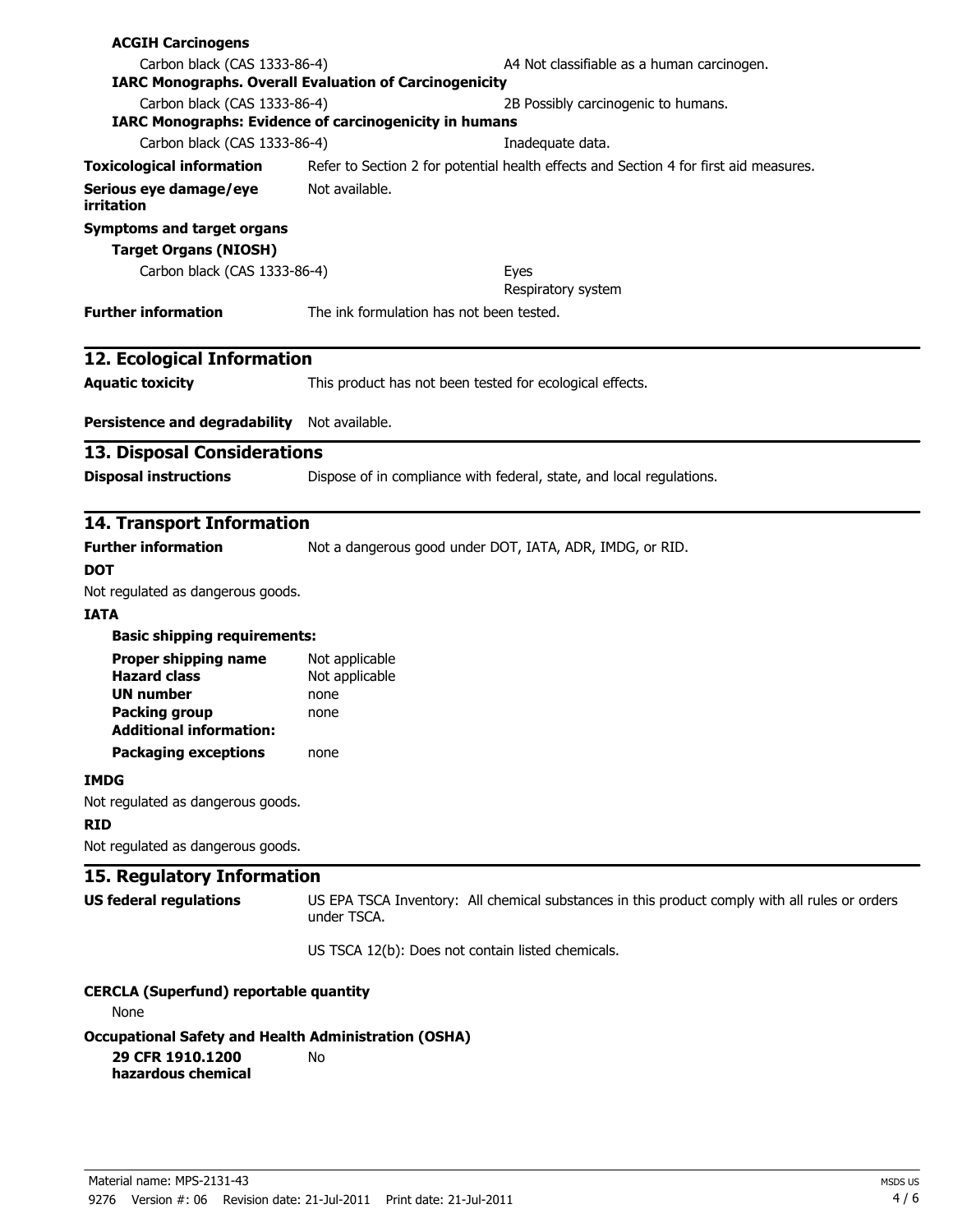**ACGIH Carcinogens**

| | |
|---|---|
| Carbon black (CAS 1333-86-4) | A4 Not classifiable as a human carcinogen. |

**IARC Monographs. Overall Evaluation of Carcinogenicity**

| | |
|---|---|
| Carbon black (CAS 1333-86-4) | 2B Possibly carcinogenic to humans. |

**IARC Monographs: Evidence of carcinogenicity in humans**

| | |
|---|---|
| Carbon black (CAS 1333-86-4) | Inadequate data. |

**Toxicological information** Refer to Section 2 for potential health effects and Section 4 for first aid measures.

**Serious eye damage/eye irritation** Not available.

**Symptoms and target organs**

**Target Organs (NIOSH)**

| | |
|---|---|
| Carbon black (CAS 1333-86-4) | Eyes<br>Respiratory system |

**Further information** The ink formulation has not been tested.

## 12. Ecological Information

**Aquatic toxicity** This product has not been tested for ecological effects.

**Persistence and degradability** Not available.

## 13. Disposal Considerations

**Disposal instructions** Dispose of in compliance with federal, state, and local regulations.

## 14. Transport Information

**Further information** Not a dangerous good under DOT, IATA, ADR, IMDG, or RID.

**DOT**

Not regulated as dangerous goods.

**IATA**

**Basic shipping requirements:**

| | |
|---|---|
| **Proper shipping name** | Not applicable |
| **Hazard class** | Not applicable |
| **UN number** | none |
| **Packing group** | none |
| **Additional information:** | |
| **Packaging exceptions** | none |

**IMDG**

Not regulated as dangerous goods.

**RID**

Not regulated as dangerous goods.

## 15. Regulatory Information

**US federal regulations** US EPA TSCA Inventory: All chemical substances in this product comply with all rules or orders under TSCA.

US TSCA 12(b): Does not contain listed chemicals.

**CERCLA (Superfund) reportable quantity**

None

**Occupational Safety and Health Administration (OSHA)**

**29 CFR 1910.1200 hazardous chemical** No

Material name: MPS-2131-43

9276 Version #: 06 Revision date: 21-Jul-2011 Print date: 21-Jul-2011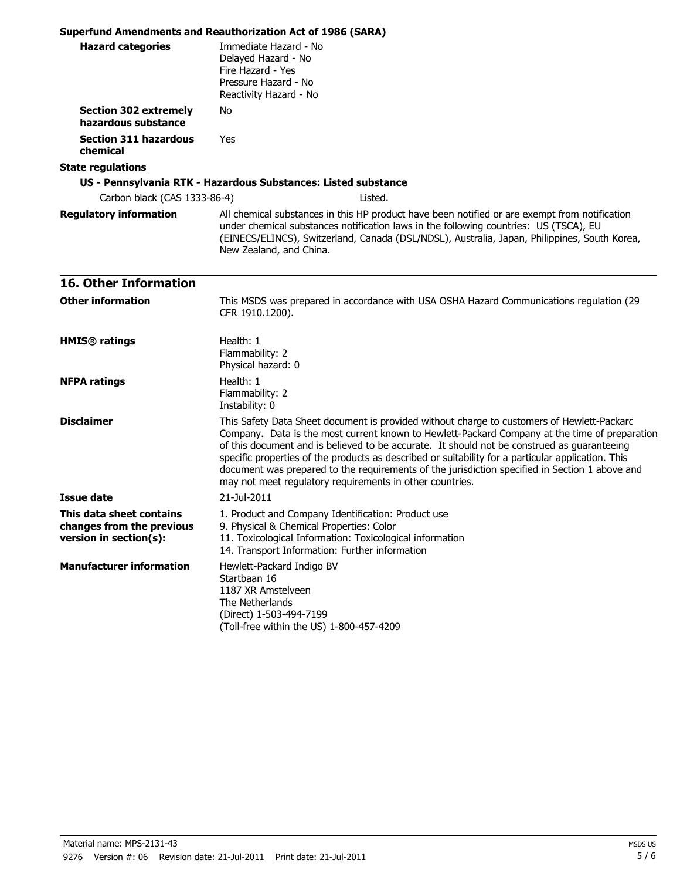**Superfund Amendments and Reauthorization Act of 1986 (SARA)**

**Hazard categories**
Immediate Hazard - No
Delayed Hazard - No
Fire Hazard - Yes
Pressure Hazard - No
Reactivity Hazard - No

**Section 302 extremely hazardous substance**
No

**Section 311 hazardous chemical**
Yes

**State regulations**

**US - Pennsylvania RTK - Hazardous Substances: Listed substance**

| | |
|---|---|
| Carbon black (CAS 1333-86-4) | Listed. |

**Regulatory information**
All chemical substances in this HP product have been notified or are exempt from notification under chemical substances notification laws in the following countries: US (TSCA), EU (EINECS/ELINCS), Switzerland, Canada (DSL/NDSL), Australia, Japan, Philippines, South Korea, New Zealand, and China.

## 16. Other Information

**Other information**
This MSDS was prepared in accordance with USA OSHA Hazard Communications regulation (29 CFR 1910.1200).

**HMIS® ratings**
Health: 1
Flammability: 2
Physical hazard: 0

**NFPA ratings**
Health: 1
Flammability: 2
Instability: 0

**Disclaimer**
This Safety Data Sheet document is provided without charge to customers of Hewlett-Packard Company. Data is the most current known to Hewlett-Packard Company at the time of preparation of this document and is believed to be accurate. It should not be construed as guaranteeing specific properties of the products as described or suitability for a particular application. This document was prepared to the requirements of the jurisdiction specified in Section 1 above and may not meet regulatory requirements in other countries.

**Issue date**
21-Jul-2011

**This data sheet contains changes from the previous version in section(s):**
1. Product and Company Identification: Product use
9. Physical & Chemical Properties: Color
11. Toxicological Information: Toxicological information
14. Transport Information: Further information

**Manufacturer information**
Hewlett-Packard Indigo BV
Startbaan 16
1187 XR Amstelveen
The Netherlands
(Direct) 1-503-494-7199
(Toll-free within the US) 1-800-457-4209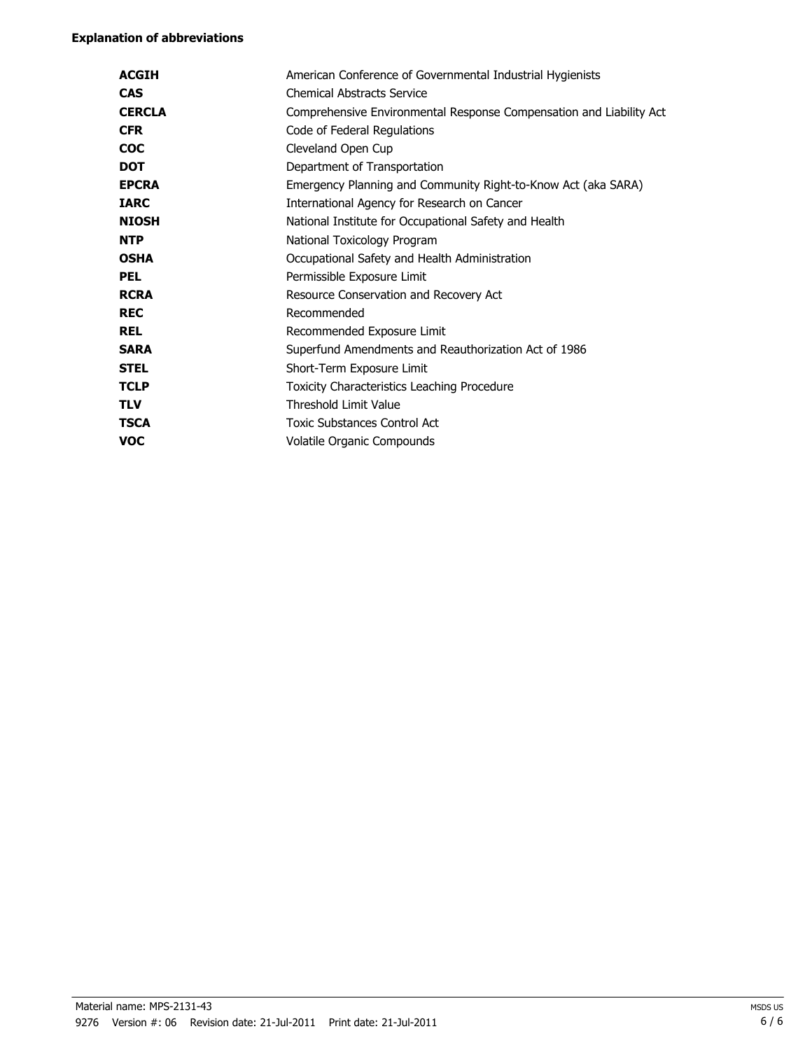**Explanation of abbreviations**

| | |
|---|---|
| **ACGIH** | American Conference of Governmental Industrial Hygienists |
| **CAS** | Chemical Abstracts Service |
| **CERCLA** | Comprehensive Environmental Response Compensation and Liability Act |
| **CFR** | Code of Federal Regulations |
| **COC** | Cleveland Open Cup |
| **DOT** | Department of Transportation |
| **EPCRA** | Emergency Planning and Community Right-to-Know Act (aka SARA) |
| **IARC** | International Agency for Research on Cancer |
| **NIOSH** | National Institute for Occupational Safety and Health |
| **NTP** | National Toxicology Program |
| **OSHA** | Occupational Safety and Health Administration |
| **PEL** | Permissible Exposure Limit |
| **RCRA** | Resource Conservation and Recovery Act |
| **REC** | Recommended |
| **REL** | Recommended Exposure Limit |
| **SARA** | Superfund Amendments and Reauthorization Act of 1986 |
| **STEL** | Short-Term Exposure Limit |
| **TCLP** | Toxicity Characteristics Leaching Procedure |
| **TLV** | Threshold Limit Value |
| **TSCA** | Toxic Substances Control Act |
| **VOC** | Volatile Organic Compounds |